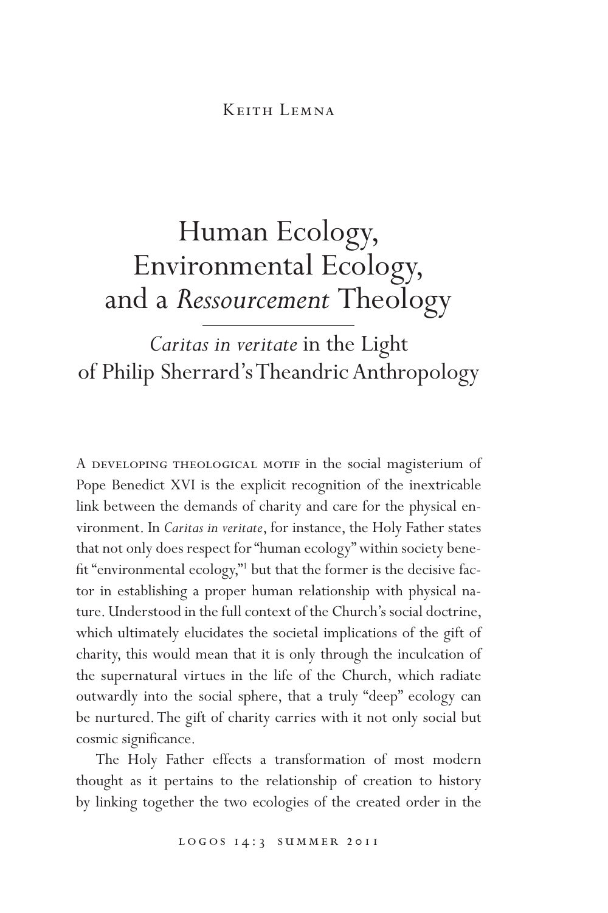Keith Lemna

# Human Ecology, Environmental Ecology, and a *Ressourcement* Theology

## *Caritas in veritate* in the Light of Philip Sherrard's Theandric Anthropology

A developing theological motif in the social magisterium of Pope Benedict XVI is the explicit recognition of the inextricable link between the demands of charity and care for the physical environment. In *Caritas in veritate*, for instance, the Holy Father states that not only does respect for "human ecology" within society benefit "environmental ecology,"[1] but that the former is the decisive factor in establishing a proper human relationship with physical nature. Understood in the full context of the Church's social doctrine, which ultimately elucidates the societal implications of the gift of charity, this would mean that it is only through the inculcation of the supernatural virtues in the life of the Church, which radiate outwardly into the social sphere, that a truly "deep" ecology can be nurtured. The gift of charity carries with it not only social but cosmic significance.

The Holy Father effects a transformation of most modern thought as it pertains to the relationship of creation to history by linking together the two ecologies of the created order in the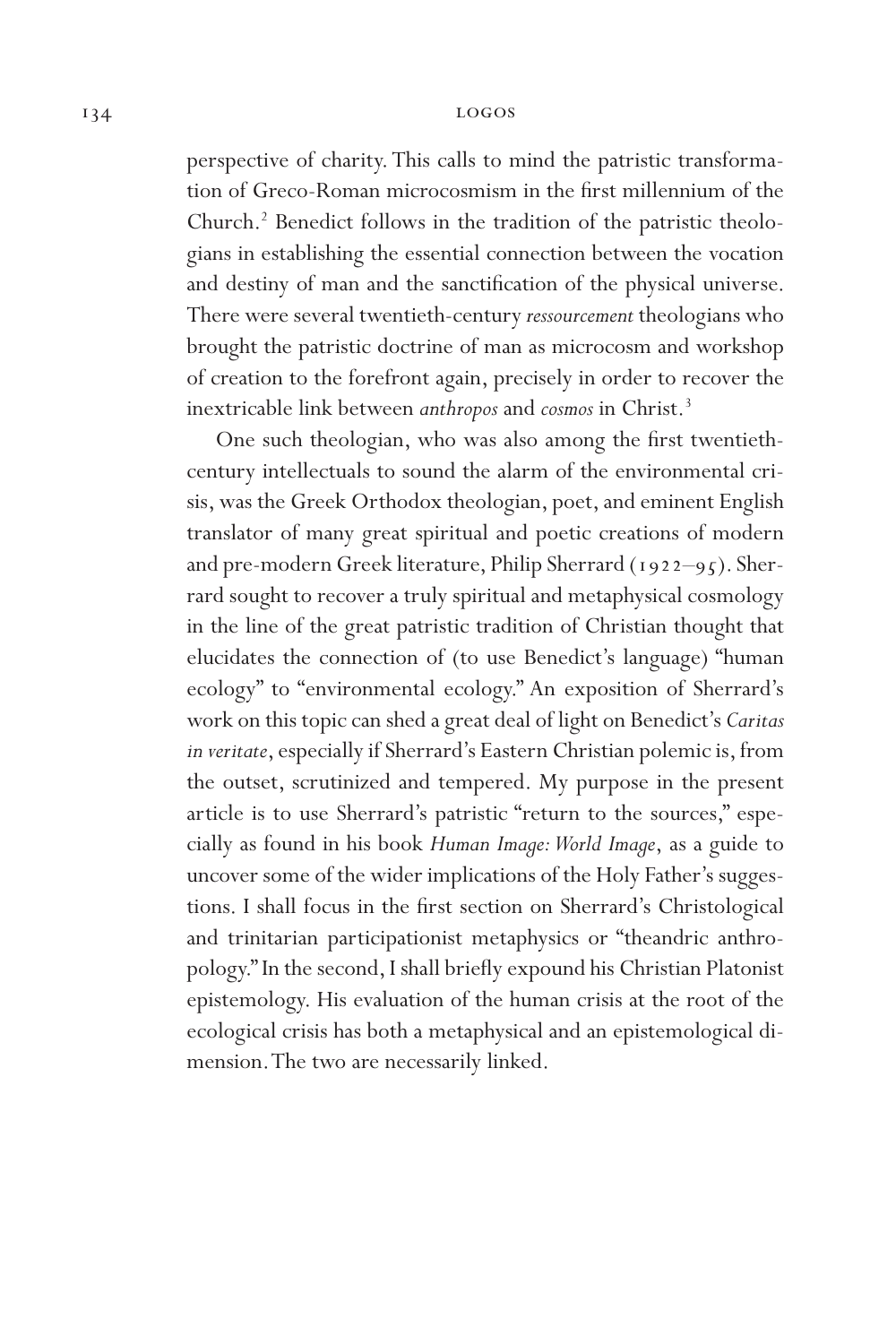perspective of charity. This calls to mind the patristic transformation of Greco-Roman microcosmism in the first millennium of the Church.[2] Benedict follows in the tradition of the patristic theologians in establishing the essential connection between the vocation and destiny of man and the sanctification of the physical universe. There were several twentieth-century *ressourcement* theologians who brought the patristic doctrine of man as microcosm and workshop of creation to the forefront again, precisely in order to recover the inextricable link between *anthropos* and *cosmos* in Christ.[3]

One such theologian, who was also among the first twentieth-century intellectuals to sound the alarm of the environmental crisis, was the Greek Orthodox theologian, poet, and eminent English translator of many great spiritual and poetic creations of modern and pre-modern Greek literature, Philip Sherrard (1922–95). Sherrard sought to recover a truly spiritual and metaphysical cosmology in the line of the great patristic tradition of Christian thought that elucidates the connection of (to use Benedict's language) "human ecology" to "environmental ecology." An exposition of Sherrard's work on this topic can shed a great deal of light on Benedict's *Caritas in veritate*, especially if Sherrard's Eastern Christian polemic is, from the outset, scrutinized and tempered. My purpose in the present article is to use Sherrard's patristic "return to the sources," especially as found in his book *Human Image: World Image*, as a guide to uncover some of the wider implications of the Holy Father's suggestions. I shall focus in the first section on Sherrard's Christological and trinitarian participationist metaphysics or "theandric anthropology." In the second, I shall briefly expound his Christian Platonist epistemology. His evaluation of the human crisis at the root of the ecological crisis has both a metaphysical and an epistemological dimension. The two are necessarily linked.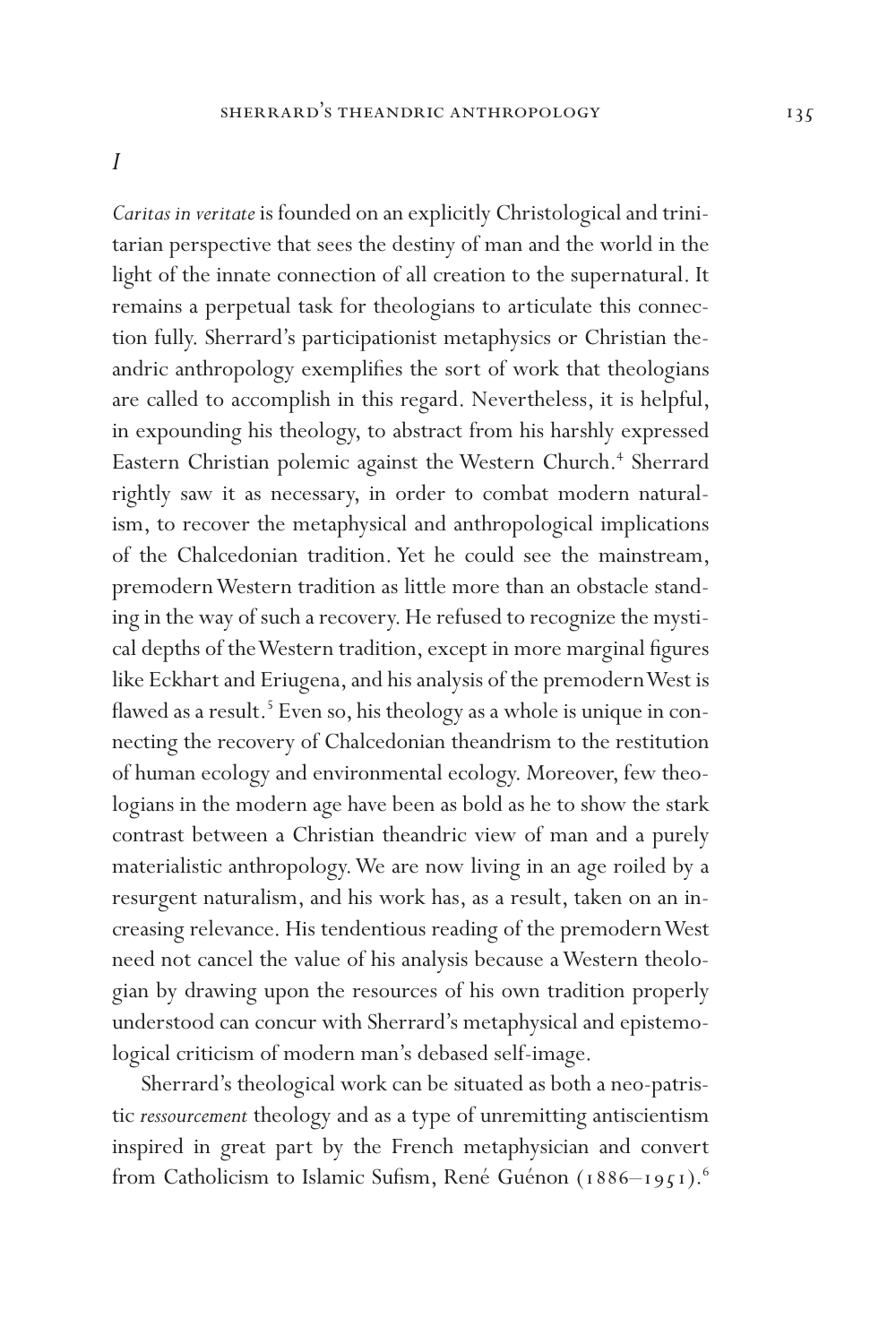*I*

*Caritas in veritate* is founded on an explicitly Christological and trinitarian perspective that sees the destiny of man and the world in the light of the innate connection of all creation to the supernatural. It remains a perpetual task for theologians to articulate this connection fully. Sherrard's participationist metaphysics or Christian theandric anthropology exemplifies the sort of work that theologians are called to accomplish in this regard. Nevertheless, it is helpful, in expounding his theology, to abstract from his harshly expressed Eastern Christian polemic against the Western Church.[4] Sherrard rightly saw it as necessary, in order to combat modern naturalism, to recover the metaphysical and anthropological implications of the Chalcedonian tradition. Yet he could see the mainstream, premodern Western tradition as little more than an obstacle standing in the way of such a recovery. He refused to recognize the mystical depths of the Western tradition, except in more marginal figures like Eckhart and Eriugena, and his analysis of the premodern West is flawed as a result.[5] Even so, his theology as a whole is unique in connecting the recovery of Chalcedonian theandrism to the restitution of human ecology and environmental ecology. Moreover, few theologians in the modern age have been as bold as he to show the stark contrast between a Christian theandric view of man and a purely materialistic anthropology. We are now living in an age roiled by a resurgent naturalism, and his work has, as a result, taken on an increasing relevance. His tendentious reading of the premodern West need not cancel the value of his analysis because a Western theologian by drawing upon the resources of his own tradition properly understood can concur with Sherrard's metaphysical and epistemological criticism of modern man's debased self-image.

Sherrard's theological work can be situated as both a neo-patristic *ressourcement* theology and as a type of unremitting antiscientism inspired in great part by the French metaphysician and convert from Catholicism to Islamic Sufism, René Guénon (1886–1951).[6]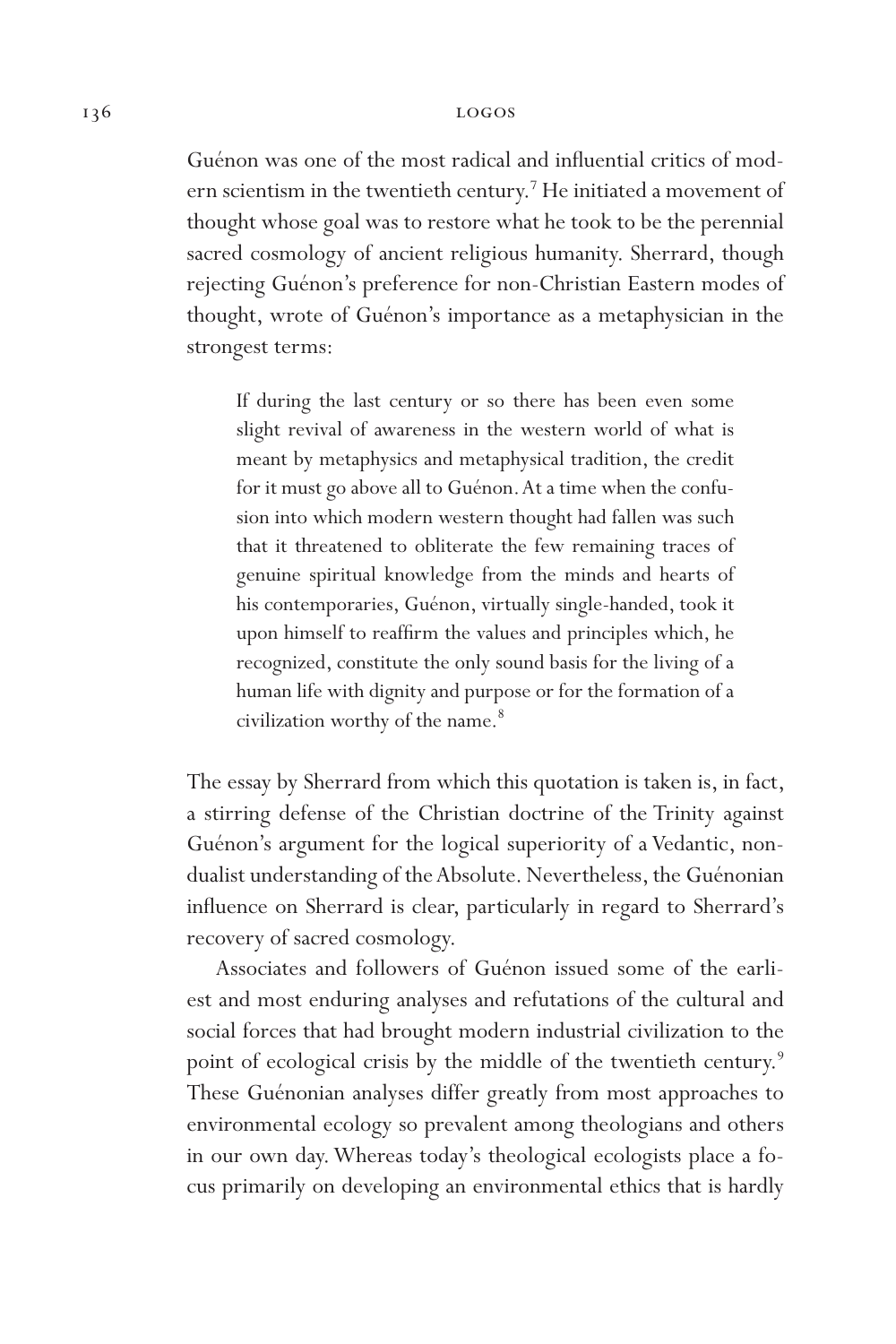Guénon was one of the most radical and influential critics of modern scientism in the twentieth century.[7] He initiated a movement of thought whose goal was to restore what he took to be the perennial sacred cosmology of ancient religious humanity. Sherrard, though rejecting Guénon's preference for non-Christian Eastern modes of thought, wrote of Guénon's importance as a metaphysician in the strongest terms:

> If during the last century or so there has been even some slight revival of awareness in the western world of what is meant by metaphysics and metaphysical tradition, the credit for it must go above all to Guénon. At a time when the confusion into which modern western thought had fallen was such that it threatened to obliterate the few remaining traces of genuine spiritual knowledge from the minds and hearts of his contemporaries, Guénon, virtually single-handed, took it upon himself to reaffirm the values and principles which, he recognized, constitute the only sound basis for the living of a human life with dignity and purpose or for the formation of a civilization worthy of the name.[8]

The essay by Sherrard from which this quotation is taken is, in fact, a stirring defense of the Christian doctrine of the Trinity against Guénon's argument for the logical superiority of a Vedantic, non-dualist understanding of the Absolute. Nevertheless, the Guénonian influence on Sherrard is clear, particularly in regard to Sherrard's recovery of sacred cosmology.

Associates and followers of Guénon issued some of the earliest and most enduring analyses and refutations of the cultural and social forces that had brought modern industrial civilization to the point of ecological crisis by the middle of the twentieth century.[9] These Guénonian analyses differ greatly from most approaches to environmental ecology so prevalent among theologians and others in our own day. Whereas today's theological ecologists place a focus primarily on developing an environmental ethics that is hardly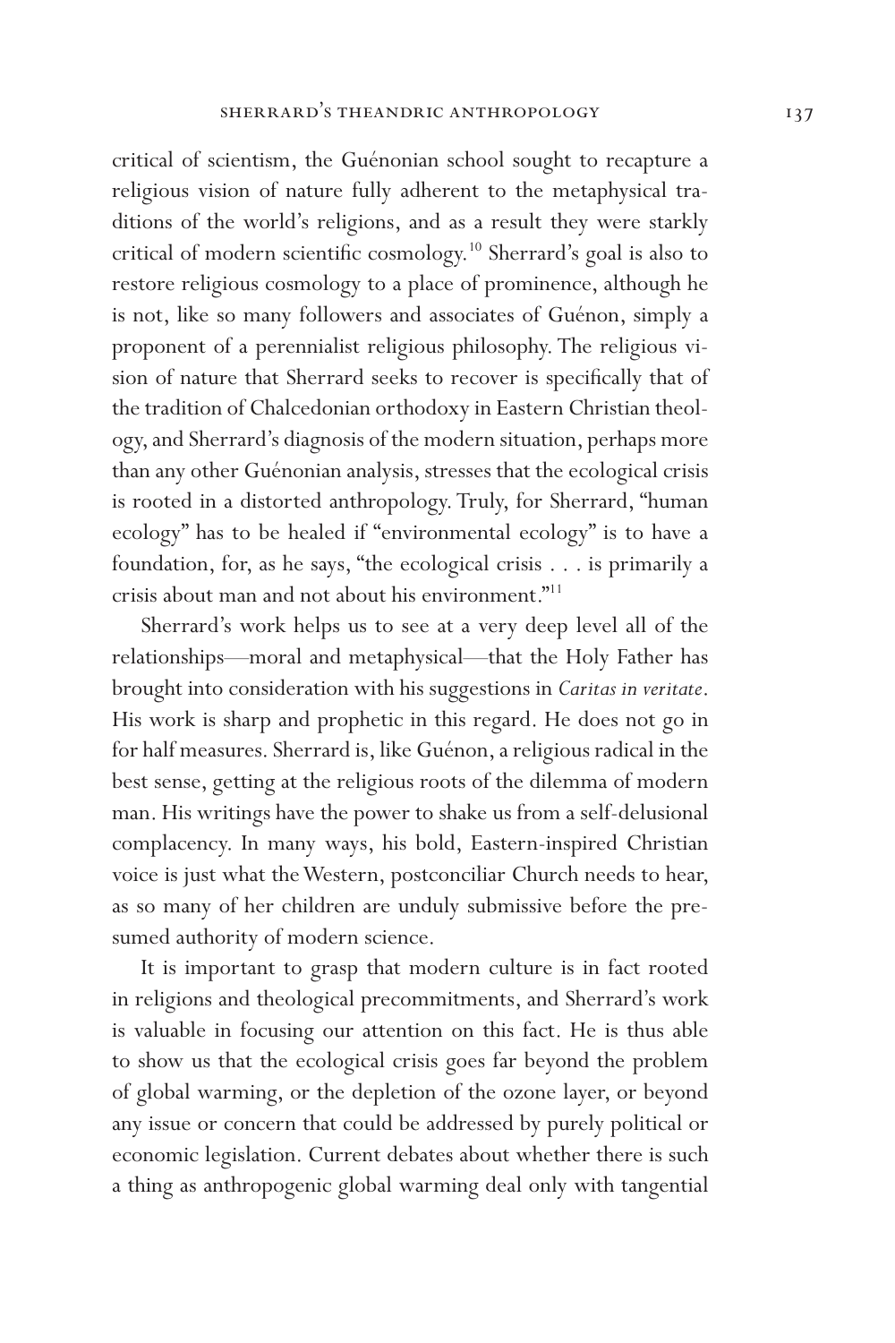critical of scientism, the Guénonian school sought to recapture a religious vision of nature fully adherent to the metaphysical traditions of the world's religions, and as a result they were starkly critical of modern scientific cosmology.[10] Sherrard's goal is also to restore religious cosmology to a place of prominence, although he is not, like so many followers and associates of Guénon, simply a proponent of a perennialist religious philosophy. The religious vision of nature that Sherrard seeks to recover is specifically that of the tradition of Chalcedonian orthodoxy in Eastern Christian theology, and Sherrard's diagnosis of the modern situation, perhaps more than any other Guénonian analysis, stresses that the ecological crisis is rooted in a distorted anthropology. Truly, for Sherrard, "human ecology" has to be healed if "environmental ecology" is to have a foundation, for, as he says, "the ecological crisis . . . is primarily a crisis about man and not about his environment."[11]

Sherrard's work helps us to see at a very deep level all of the relationships—moral and metaphysical—that the Holy Father has brought into consideration with his suggestions in *Caritas in veritate*. His work is sharp and prophetic in this regard. He does not go in for half measures. Sherrard is, like Guénon, a religious radical in the best sense, getting at the religious roots of the dilemma of modern man. His writings have the power to shake us from a self-delusional complacency. In many ways, his bold, Eastern-inspired Christian voice is just what the Western, postconciliar Church needs to hear, as so many of her children are unduly submissive before the presumed authority of modern science.

It is important to grasp that modern culture is in fact rooted in religions and theological precommitments, and Sherrard's work is valuable in focusing our attention on this fact. He is thus able to show us that the ecological crisis goes far beyond the problem of global warming, or the depletion of the ozone layer, or beyond any issue or concern that could be addressed by purely political or economic legislation. Current debates about whether there is such a thing as anthropogenic global warming deal only with tangential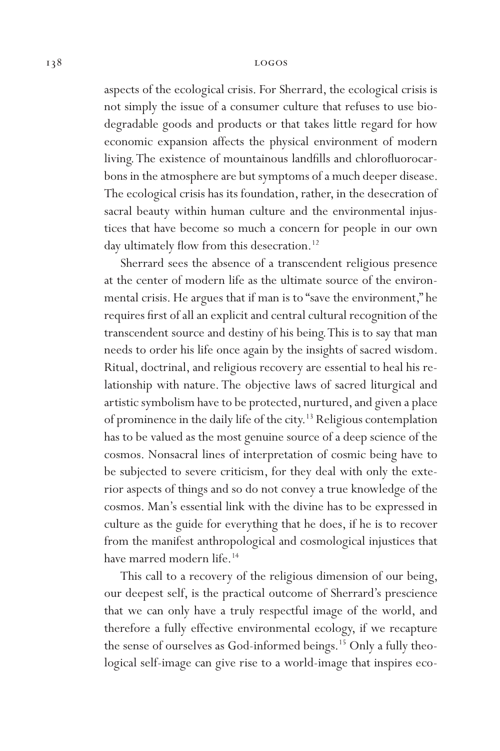aspects of the ecological crisis. For Sherrard, the ecological crisis is not simply the issue of a consumer culture that refuses to use biodegradable goods and products or that takes little regard for how economic expansion affects the physical environment of modern living. The existence of mountainous landfills and chlorofluorocarbons in the atmosphere are but symptoms of a much deeper disease. The ecological crisis has its foundation, rather, in the desecration of sacral beauty within human culture and the environmental injustices that have become so much a concern for people in our own day ultimately flow from this desecration.[12]

Sherrard sees the absence of a transcendent religious presence at the center of modern life as the ultimate source of the environmental crisis. He argues that if man is to "save the environment," he requires first of all an explicit and central cultural recognition of the transcendent source and destiny of his being. This is to say that man needs to order his life once again by the insights of sacred wisdom. Ritual, doctrinal, and religious recovery are essential to heal his relationship with nature. The objective laws of sacred liturgical and artistic symbolism have to be protected, nurtured, and given a place of prominence in the daily life of the city.[13] Religious contemplation has to be valued as the most genuine source of a deep science of the cosmos. Nonsacral lines of interpretation of cosmic being have to be subjected to severe criticism, for they deal with only the exterior aspects of things and so do not convey a true knowledge of the cosmos. Man's essential link with the divine has to be expressed in culture as the guide for everything that he does, if he is to recover from the manifest anthropological and cosmological injustices that have marred modern life.[14]

This call to a recovery of the religious dimension of our being, our deepest self, is the practical outcome of Sherrard's prescience that we can only have a truly respectful image of the world, and therefore a fully effective environmental ecology, if we recapture the sense of ourselves as God-informed beings.[15] Only a fully theological self-image can give rise to a world-image that inspires eco-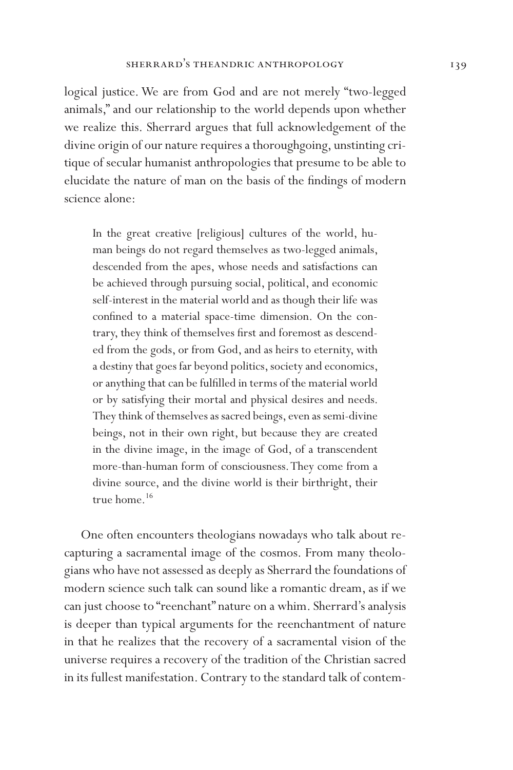logical justice. We are from God and are not merely "two-legged animals," and our relationship to the world depends upon whether we realize this. Sherrard argues that full acknowledgement of the divine origin of our nature requires a thoroughgoing, unstinting critique of secular humanist anthropologies that presume to be able to elucidate the nature of man on the basis of the findings of modern science alone:

> In the great creative [religious] cultures of the world, human beings do not regard themselves as two-legged animals, descended from the apes, whose needs and satisfactions can be achieved through pursuing social, political, and economic self-interest in the material world and as though their life was confined to a material space-time dimension. On the contrary, they think of themselves first and foremost as descended from the gods, or from God, and as heirs to eternity, with a destiny that goes far beyond politics, society and economics, or anything that can be fulfilled in terms of the material world or by satisfying their mortal and physical desires and needs. They think of themselves as sacred beings, even as semi-divine beings, not in their own right, but because they are created in the divine image, in the image of God, of a transcendent more-than-human form of consciousness. They come from a divine source, and the divine world is their birthright, their true home.[16]

One often encounters theologians nowadays who talk about recapturing a sacramental image of the cosmos. From many theologians who have not assessed as deeply as Sherrard the foundations of modern science such talk can sound like a romantic dream, as if we can just choose to "reenchant" nature on a whim. Sherrard's analysis is deeper than typical arguments for the reenchantment of nature in that he realizes that the recovery of a sacramental vision of the universe requires a recovery of the tradition of the Christian sacred in its fullest manifestation. Contrary to the standard talk of contem-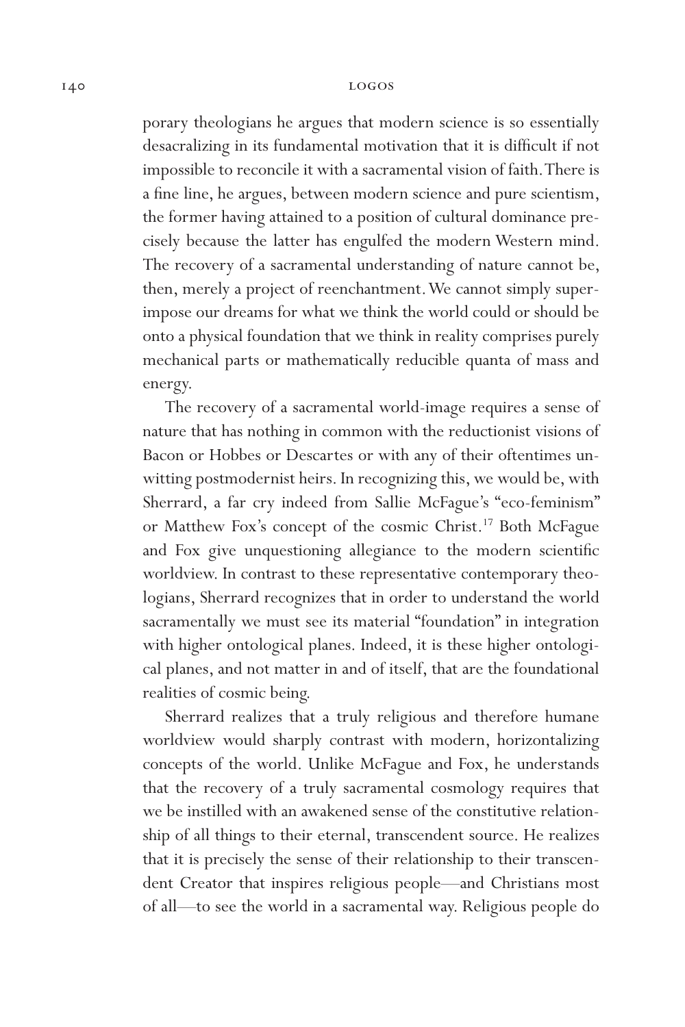porary theologians he argues that modern science is so essentially desacralizing in its fundamental motivation that it is difficult if not impossible to reconcile it with a sacramental vision of faith. There is a fine line, he argues, between modern science and pure scientism, the former having attained to a position of cultural dominance precisely because the latter has engulfed the modern Western mind. The recovery of a sacramental understanding of nature cannot be, then, merely a project of reenchantment. We cannot simply superimpose our dreams for what we think the world could or should be onto a physical foundation that we think in reality comprises purely mechanical parts or mathematically reducible quanta of mass and energy.

The recovery of a sacramental world-image requires a sense of nature that has nothing in common with the reductionist visions of Bacon or Hobbes or Descartes or with any of their oftentimes unwitting postmodernist heirs. In recognizing this, we would be, with Sherrard, a far cry indeed from Sallie McFague's "eco-feminism" or Matthew Fox's concept of the cosmic Christ.[17] Both McFague and Fox give unquestioning allegiance to the modern scientific worldview. In contrast to these representative contemporary theologians, Sherrard recognizes that in order to understand the world sacramentally we must see its material "foundation" in integration with higher ontological planes. Indeed, it is these higher ontological planes, and not matter in and of itself, that are the foundational realities of cosmic being.

Sherrard realizes that a truly religious and therefore humane worldview would sharply contrast with modern, horizontalizing concepts of the world. Unlike McFague and Fox, he understands that the recovery of a truly sacramental cosmology requires that we be instilled with an awakened sense of the constitutive relationship of all things to their eternal, transcendent source. He realizes that it is precisely the sense of their relationship to their transcendent Creator that inspires religious people—and Christians most of all—to see the world in a sacramental way. Religious people do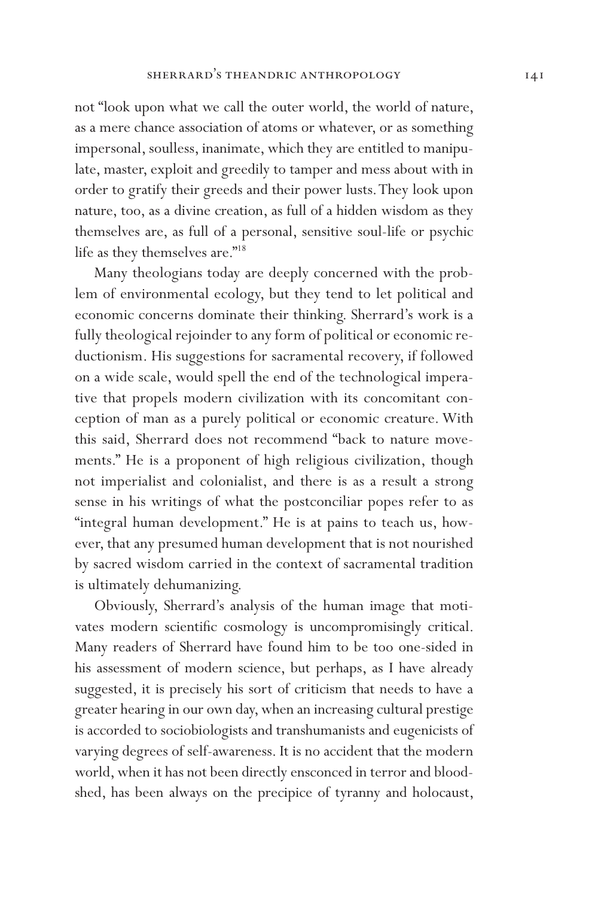not "look upon what we call the outer world, the world of nature, as a mere chance association of atoms or whatever, or as something impersonal, soulless, inanimate, which they are entitled to manipulate, master, exploit and greedily to tamper and mess about with in order to gratify their greeds and their power lusts. They look upon nature, too, as a divine creation, as full of a hidden wisdom as they themselves are, as full of a personal, sensitive soul-life or psychic life as they themselves are."[18]

Many theologians today are deeply concerned with the problem of environmental ecology, but they tend to let political and economic concerns dominate their thinking. Sherrard's work is a fully theological rejoinder to any form of political or economic reductionism. His suggestions for sacramental recovery, if followed on a wide scale, would spell the end of the technological imperative that propels modern civilization with its concomitant conception of man as a purely political or economic creature. With this said, Sherrard does not recommend "back to nature movements." He is a proponent of high religious civilization, though not imperialist and colonialist, and there is as a result a strong sense in his writings of what the postconciliar popes refer to as "integral human development." He is at pains to teach us, however, that any presumed human development that is not nourished by sacred wisdom carried in the context of sacramental tradition is ultimately dehumanizing.

Obviously, Sherrard's analysis of the human image that motivates modern scientific cosmology is uncompromisingly critical. Many readers of Sherrard have found him to be too one-sided in his assessment of modern science, but perhaps, as I have already suggested, it is precisely his sort of criticism that needs to have a greater hearing in our own day, when an increasing cultural prestige is accorded to sociobiologists and transhumanists and eugenicists of varying degrees of self-awareness. It is no accident that the modern world, when it has not been directly ensconced in terror and bloodshed, has been always on the precipice of tyranny and holocaust,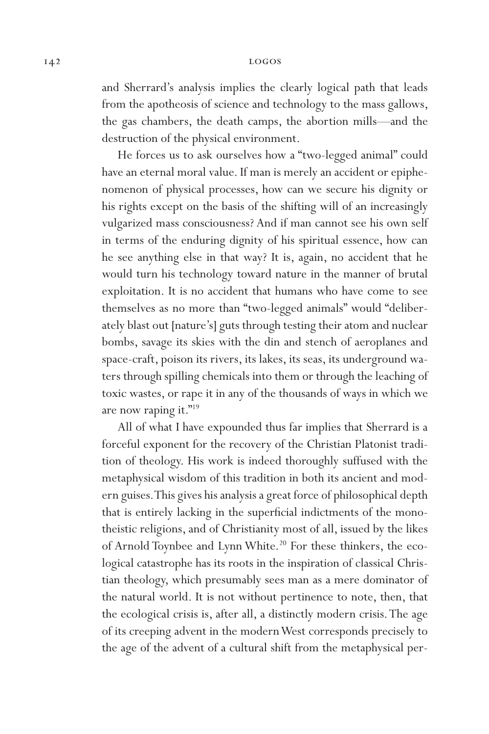and Sherrard's analysis implies the clearly logical path that leads from the apotheosis of science and technology to the mass gallows, the gas chambers, the death camps, the abortion mills—and the destruction of the physical environment.

He forces us to ask ourselves how a "two-legged animal" could have an eternal moral value. If man is merely an accident or epiphenomenon of physical processes, how can we secure his dignity or his rights except on the basis of the shifting will of an increasingly vulgarized mass consciousness? And if man cannot see his own self in terms of the enduring dignity of his spiritual essence, how can he see anything else in that way? It is, again, no accident that he would turn his technology toward nature in the manner of brutal exploitation. It is no accident that humans who have come to see themselves as no more than "two-legged animals" would "deliberately blast out [nature's] guts through testing their atom and nuclear bombs, savage its skies with the din and stench of aeroplanes and space-craft, poison its rivers, its lakes, its seas, its underground waters through spilling chemicals into them or through the leaching of toxic wastes, or rape it in any of the thousands of ways in which we are now raping it."[19]

All of what I have expounded thus far implies that Sherrard is a forceful exponent for the recovery of the Christian Platonist tradition of theology. His work is indeed thoroughly suffused with the metaphysical wisdom of this tradition in both its ancient and modern guises. This gives his analysis a great force of philosophical depth that is entirely lacking in the superficial indictments of the monotheistic religions, and of Christianity most of all, issued by the likes of Arnold Toynbee and Lynn White.[20] For these thinkers, the ecological catastrophe has its roots in the inspiration of classical Christian theology, which presumably sees man as a mere dominator of the natural world. It is not without pertinence to note, then, that the ecological crisis is, after all, a distinctly modern crisis. The age of its creeping advent in the modern West corresponds precisely to the age of the advent of a cultural shift from the metaphysical per-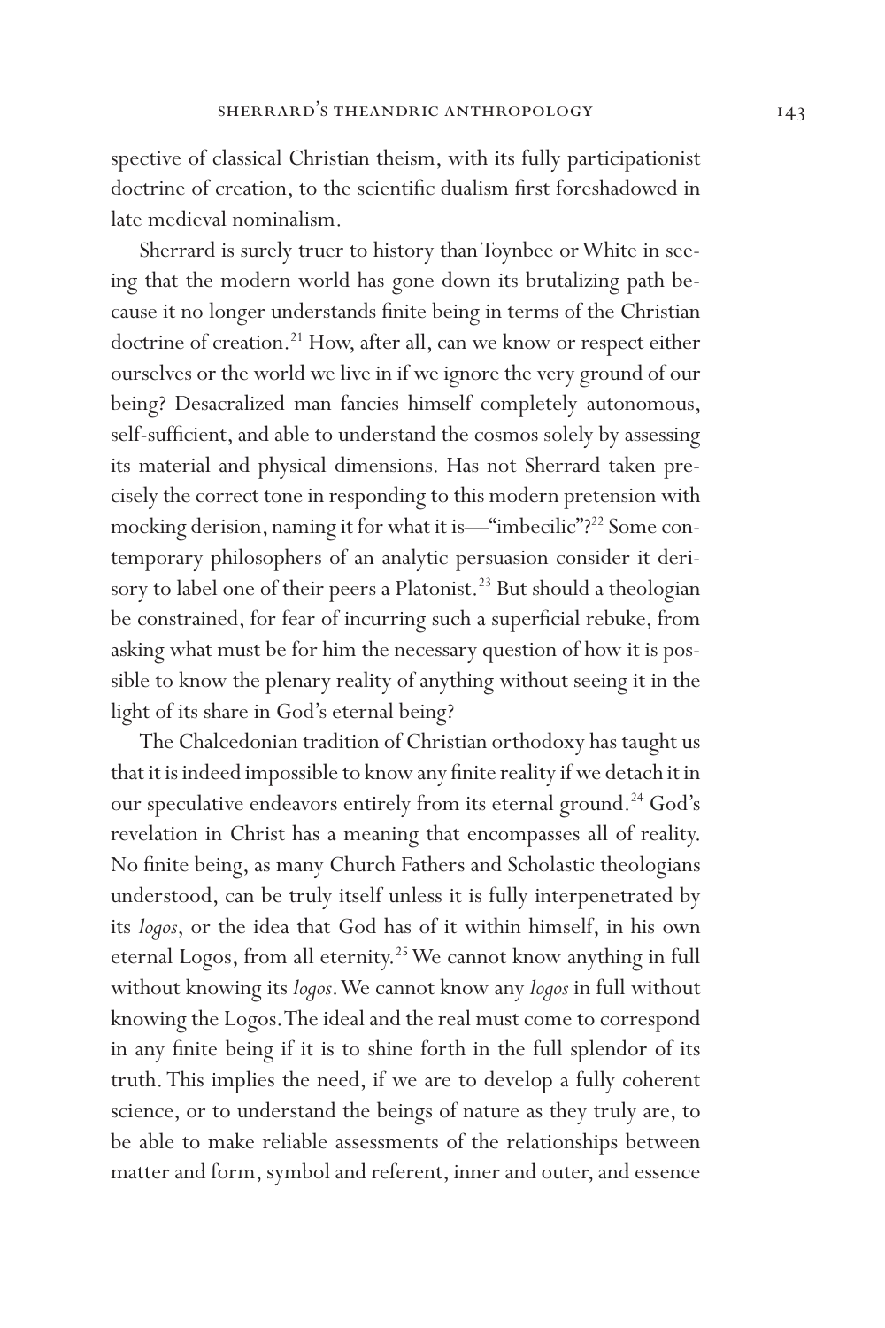spective of classical Christian theism, with its fully participationist doctrine of creation, to the scientific dualism first foreshadowed in late medieval nominalism.

Sherrard is surely truer to history than Toynbee or White in seeing that the modern world has gone down its brutalizing path because it no longer understands finite being in terms of the Christian doctrine of creation.[21] How, after all, can we know or respect either ourselves or the world we live in if we ignore the very ground of our being? Desacralized man fancies himself completely autonomous, self-sufficient, and able to understand the cosmos solely by assessing its material and physical dimensions. Has not Sherrard taken precisely the correct tone in responding to this modern pretension with mocking derision, naming it for what it is—"imbecilic"?[22] Some contemporary philosophers of an analytic persuasion consider it derisory to label one of their peers a Platonist.[23] But should a theologian be constrained, for fear of incurring such a superficial rebuke, from asking what must be for him the necessary question of how it is possible to know the plenary reality of anything without seeing it in the light of its share in God's eternal being?

The Chalcedonian tradition of Christian orthodoxy has taught us that it is indeed impossible to know any finite reality if we detach it in our speculative endeavors entirely from its eternal ground.[24] God's revelation in Christ has a meaning that encompasses all of reality. No finite being, as many Church Fathers and Scholastic theologians understood, can be truly itself unless it is fully interpenetrated by its *logos*, or the idea that God has of it within himself, in his own eternal Logos, from all eternity.[25] We cannot know anything in full without knowing its *logos*. We cannot know any *logos* in full without knowing the Logos. The ideal and the real must come to correspond in any finite being if it is to shine forth in the full splendor of its truth. This implies the need, if we are to develop a fully coherent science, or to understand the beings of nature as they truly are, to be able to make reliable assessments of the relationships between matter and form, symbol and referent, inner and outer, and essence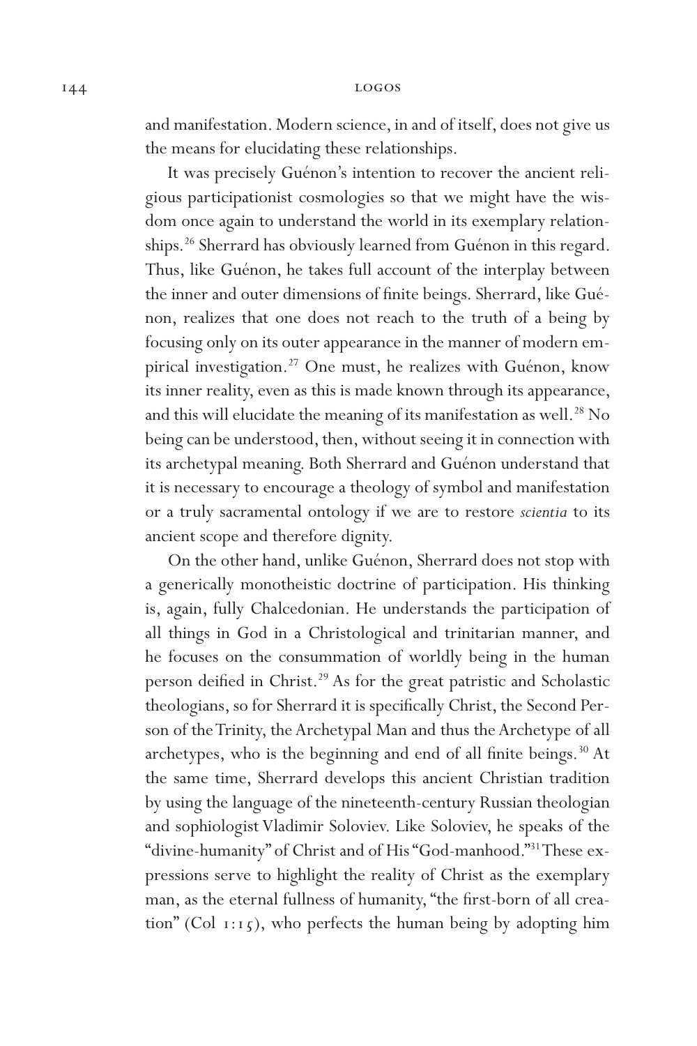and manifestation. Modern science, in and of itself, does not give us the means for elucidating these relationships.

It was precisely Guénon's intention to recover the ancient religious participationist cosmologies so that we might have the wisdom once again to understand the world in its exemplary relationships.[26] Sherrard has obviously learned from Guénon in this regard. Thus, like Guénon, he takes full account of the interplay between the inner and outer dimensions of finite beings. Sherrard, like Guénon, realizes that one does not reach to the truth of a being by focusing only on its outer appearance in the manner of modern empirical investigation.[27] One must, he realizes with Guénon, know its inner reality, even as this is made known through its appearance, and this will elucidate the meaning of its manifestation as well.[28] No being can be understood, then, without seeing it in connection with its archetypal meaning. Both Sherrard and Guénon understand that it is necessary to encourage a theology of symbol and manifestation or a truly sacramental ontology if we are to restore *scientia* to its ancient scope and therefore dignity.

On the other hand, unlike Guénon, Sherrard does not stop with a generically monotheistic doctrine of participation. His thinking is, again, fully Chalcedonian. He understands the participation of all things in God in a Christological and trinitarian manner, and he focuses on the consummation of worldly being in the human person deified in Christ.[29] As for the great patristic and Scholastic theologians, so for Sherrard it is specifically Christ, the Second Person of the Trinity, the Archetypal Man and thus the Archetype of all archetypes, who is the beginning and end of all finite beings.[30] At the same time, Sherrard develops this ancient Christian tradition by using the language of the nineteenth-century Russian theologian and sophiologist Vladimir Soloviev. Like Soloviev, he speaks of the "divine-humanity" of Christ and of His "God-manhood."[31] These expressions serve to highlight the reality of Christ as the exemplary man, as the eternal fullness of humanity, "the first-born of all creation" (Col 1:15), who perfects the human being by adopting him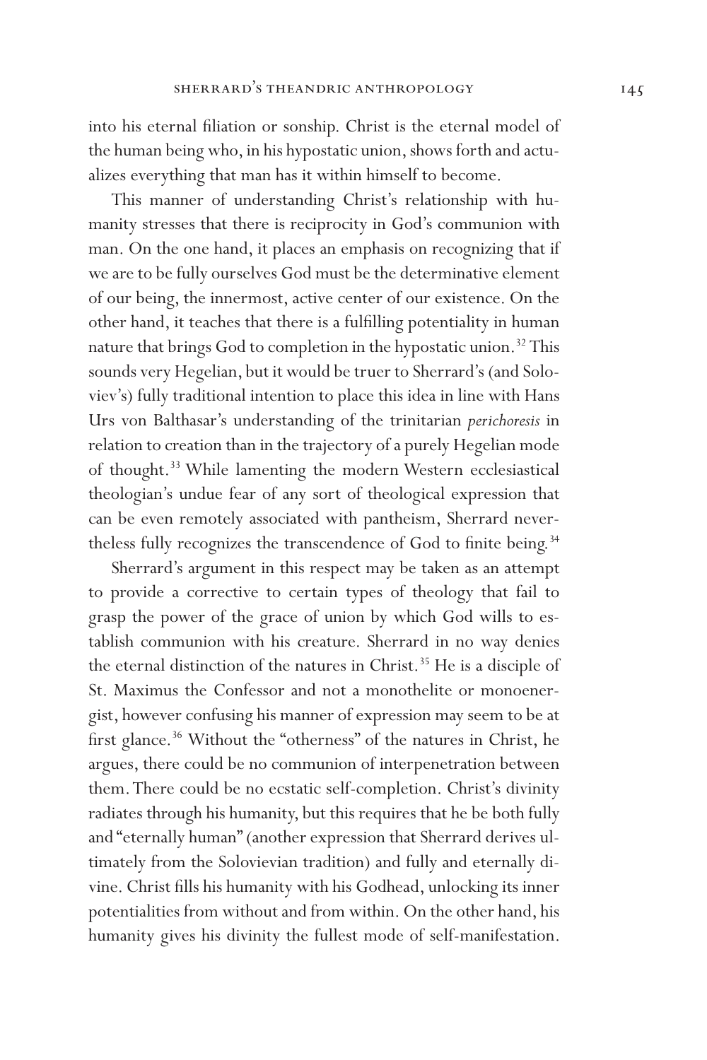into his eternal filiation or sonship. Christ is the eternal model of the human being who, in his hypostatic union, shows forth and actualizes everything that man has it within himself to become.

This manner of understanding Christ's relationship with humanity stresses that there is reciprocity in God's communion with man. On the one hand, it places an emphasis on recognizing that if we are to be fully ourselves God must be the determinative element of our being, the innermost, active center of our existence. On the other hand, it teaches that there is a fulfilling potentiality in human nature that brings God to completion in the hypostatic union.[32] This sounds very Hegelian, but it would be truer to Sherrard's (and Soloviev's) fully traditional intention to place this idea in line with Hans Urs von Balthasar's understanding of the trinitarian *perichoresis* in relation to creation than in the trajectory of a purely Hegelian mode of thought.[33] While lamenting the modern Western ecclesiastical theologian's undue fear of any sort of theological expression that can be even remotely associated with pantheism, Sherrard nevertheless fully recognizes the transcendence of God to finite being.[34]

Sherrard's argument in this respect may be taken as an attempt to provide a corrective to certain types of theology that fail to grasp the power of the grace of union by which God wills to establish communion with his creature. Sherrard in no way denies the eternal distinction of the natures in Christ.[35] He is a disciple of St. Maximus the Confessor and not a monothelite or monoenergist, however confusing his manner of expression may seem to be at first glance.[36] Without the "otherness" of the natures in Christ, he argues, there could be no communion of interpenetration between them. There could be no ecstatic self-completion. Christ's divinity radiates through his humanity, but this requires that he be both fully and "eternally human" (another expression that Sherrard derives ultimately from the Solovievian tradition) and fully and eternally divine. Christ fills his humanity with his Godhead, unlocking its inner potentialities from without and from within. On the other hand, his humanity gives his divinity the fullest mode of self-manifestation.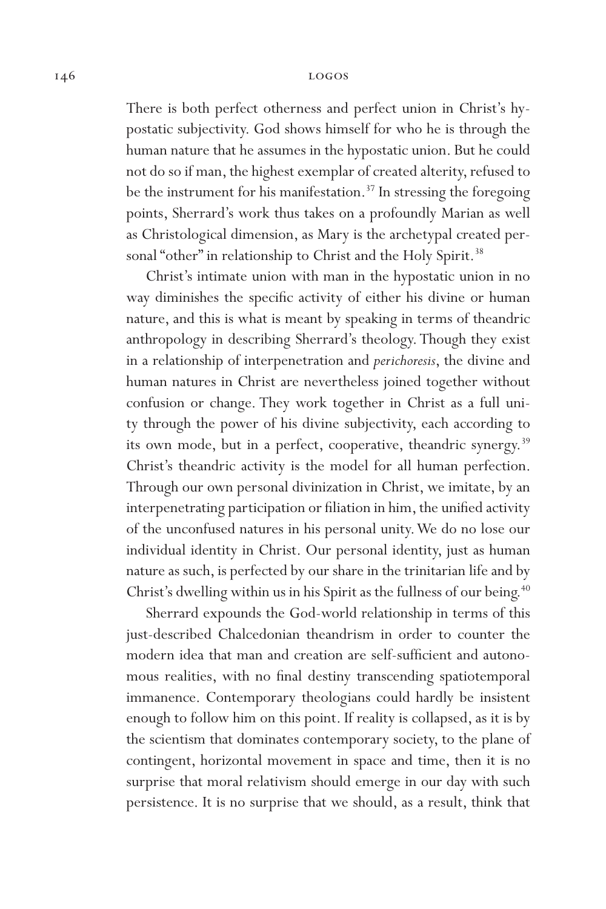There is both perfect otherness and perfect union in Christ's hypostatic subjectivity. God shows himself for who he is through the human nature that he assumes in the hypostatic union. But he could not do so if man, the highest exemplar of created alterity, refused to be the instrument for his manifestation.[37] In stressing the foregoing points, Sherrard's work thus takes on a profoundly Marian as well as Christological dimension, as Mary is the archetypal created personal "other" in relationship to Christ and the Holy Spirit.[38]

Christ's intimate union with man in the hypostatic union in no way diminishes the specific activity of either his divine or human nature, and this is what is meant by speaking in terms of theandric anthropology in describing Sherrard's theology. Though they exist in a relationship of interpenetration and *perichoresis*, the divine and human natures in Christ are nevertheless joined together without confusion or change. They work together in Christ as a full unity through the power of his divine subjectivity, each according to its own mode, but in a perfect, cooperative, theandric synergy.[39] Christ's theandric activity is the model for all human perfection. Through our own personal divinization in Christ, we imitate, by an interpenetrating participation or filiation in him, the unified activity of the unconfused natures in his personal unity. We do no lose our individual identity in Christ. Our personal identity, just as human nature as such, is perfected by our share in the trinitarian life and by Christ's dwelling within us in his Spirit as the fullness of our being.[40]

Sherrard expounds the God-world relationship in terms of this just-described Chalcedonian theandrism in order to counter the modern idea that man and creation are self-sufficient and autonomous realities, with no final destiny transcending spatiotemporal immanence. Contemporary theologians could hardly be insistent enough to follow him on this point. If reality is collapsed, as it is by the scientism that dominates contemporary society, to the plane of contingent, horizontal movement in space and time, then it is no surprise that moral relativism should emerge in our day with such persistence. It is no surprise that we should, as a result, think that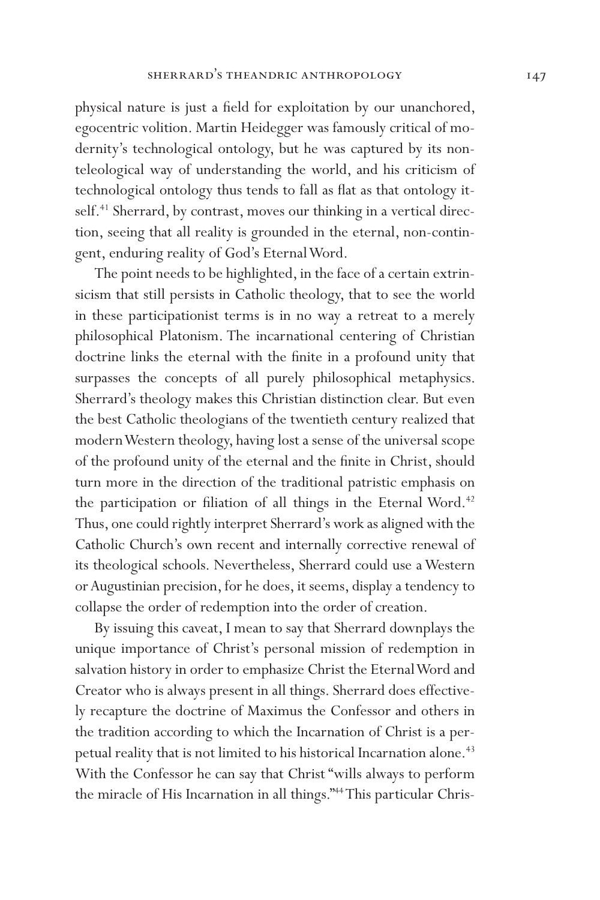physical nature is just a field for exploitation by our unanchored, egocentric volition. Martin Heidegger was famously critical of modernity's technological ontology, but he was captured by its non-teleological way of understanding the world, and his criticism of technological ontology thus tends to fall as flat as that ontology itself.[41] Sherrard, by contrast, moves our thinking in a vertical direction, seeing that all reality is grounded in the eternal, non-contingent, enduring reality of God's Eternal Word.

The point needs to be highlighted, in the face of a certain extrinsicism that still persists in Catholic theology, that to see the world in these participationist terms is in no way a retreat to a merely philosophical Platonism. The incarnational centering of Christian doctrine links the eternal with the finite in a profound unity that surpasses the concepts of all purely philosophical metaphysics. Sherrard's theology makes this Christian distinction clear. But even the best Catholic theologians of the twentieth century realized that modern Western theology, having lost a sense of the universal scope of the profound unity of the eternal and the finite in Christ, should turn more in the direction of the traditional patristic emphasis on the participation or filiation of all things in the Eternal Word.[42] Thus, one could rightly interpret Sherrard's work as aligned with the Catholic Church's own recent and internally corrective renewal of its theological schools. Nevertheless, Sherrard could use a Western or Augustinian precision, for he does, it seems, display a tendency to collapse the order of redemption into the order of creation.

By issuing this caveat, I mean to say that Sherrard downplays the unique importance of Christ's personal mission of redemption in salvation history in order to emphasize Christ the Eternal Word and Creator who is always present in all things. Sherrard does effectively recapture the doctrine of Maximus the Confessor and others in the tradition according to which the Incarnation of Christ is a perpetual reality that is not limited to his historical Incarnation alone.[43] With the Confessor he can say that Christ "wills always to perform the miracle of His Incarnation in all things."[44] This particular Chris-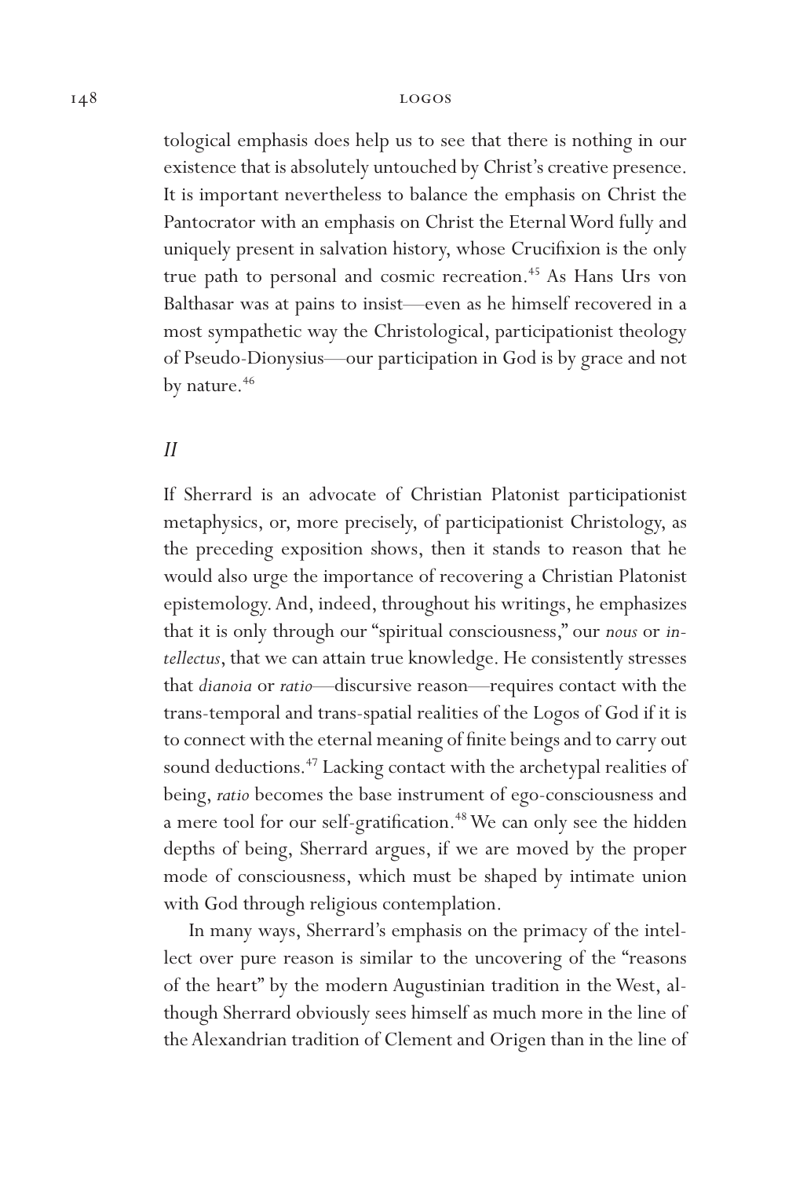tological emphasis does help us to see that there is nothing in our existence that is absolutely untouched by Christ's creative presence. It is important nevertheless to balance the emphasis on Christ the Pantocrator with an emphasis on Christ the Eternal Word fully and uniquely present in salvation history, whose Crucifixion is the only true path to personal and cosmic recreation.[45] As Hans Urs von Balthasar was at pains to insist—even as he himself recovered in a most sympathetic way the Christological, participationist theology of Pseudo-Dionysius—our participation in God is by grace and not by nature.[46]

## *II*

If Sherrard is an advocate of Christian Platonist participationist metaphysics, or, more precisely, of participationist Christology, as the preceding exposition shows, then it stands to reason that he would also urge the importance of recovering a Christian Platonist epistemology. And, indeed, throughout his writings, he emphasizes that it is only through our "spiritual consciousness," our *nous* or *intellectus*, that we can attain true knowledge. He consistently stresses that *dianoia* or *ratio*—discursive reason—requires contact with the trans-temporal and trans-spatial realities of the Logos of God if it is to connect with the eternal meaning of finite beings and to carry out sound deductions.[47] Lacking contact with the archetypal realities of being, *ratio* becomes the base instrument of ego-consciousness and a mere tool for our self-gratification.[48] We can only see the hidden depths of being, Sherrard argues, if we are moved by the proper mode of consciousness, which must be shaped by intimate union with God through religious contemplation.

In many ways, Sherrard's emphasis on the primacy of the intellect over pure reason is similar to the uncovering of the "reasons of the heart" by the modern Augustinian tradition in the West, although Sherrard obviously sees himself as much more in the line of the Alexandrian tradition of Clement and Origen than in the line of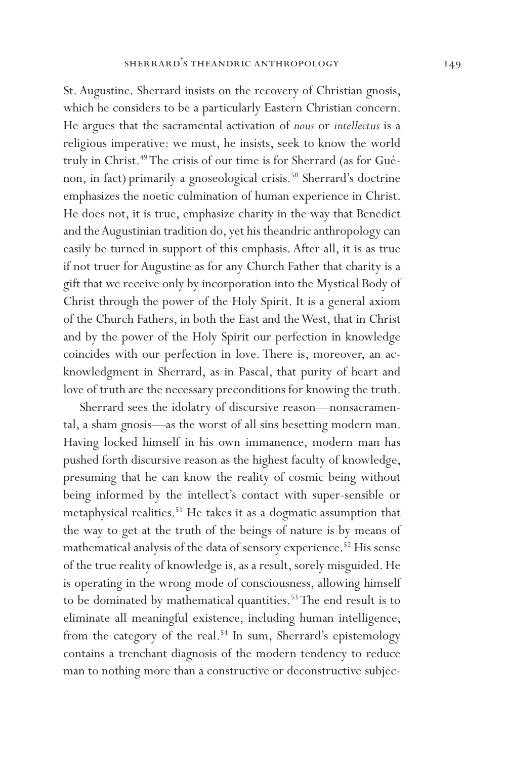St. Augustine. Sherrard insists on the recovery of Christian gnosis, which he considers to be a particularly Eastern Christian concern. He argues that the sacramental activation of *nous* or *intellectus* is a religious imperative: we must, he insists, seek to know the world truly in Christ.[49] The crisis of our time is for Sherrard (as for Guénon, in fact) primarily a gnoseological crisis.[50] Sherrard's doctrine emphasizes the noetic culmination of human experience in Christ. He does not, it is true, emphasize charity in the way that Benedict and the Augustinian tradition do, yet his theandric anthropology can easily be turned in support of this emphasis. After all, it is as true if not truer for Augustine as for any Church Father that charity is a gift that we receive only by incorporation into the Mystical Body of Christ through the power of the Holy Spirit. It is a general axiom of the Church Fathers, in both the East and the West, that in Christ and by the power of the Holy Spirit our perfection in knowledge coincides with our perfection in love. There is, moreover, an acknowledgment in Sherrard, as in Pascal, that purity of heart and love of truth are the necessary preconditions for knowing the truth.

Sherrard sees the idolatry of discursive reason—nonsacramental, a sham gnosis—as the worst of all sins besetting modern man. Having locked himself in his own immanence, modern man has pushed forth discursive reason as the highest faculty of knowledge, presuming that he can know the reality of cosmic being without being informed by the intellect's contact with super-sensible or metaphysical realities.[51] He takes it as a dogmatic assumption that the way to get at the truth of the beings of nature is by means of mathematical analysis of the data of sensory experience.[52] His sense of the true reality of knowledge is, as a result, sorely misguided. He is operating in the wrong mode of consciousness, allowing himself to be dominated by mathematical quantities.[53] The end result is to eliminate all meaningful existence, including human intelligence, from the category of the real.[54] In sum, Sherrard's epistemology contains a trenchant diagnosis of the modern tendency to reduce man to nothing more than a constructive or deconstructive subjec-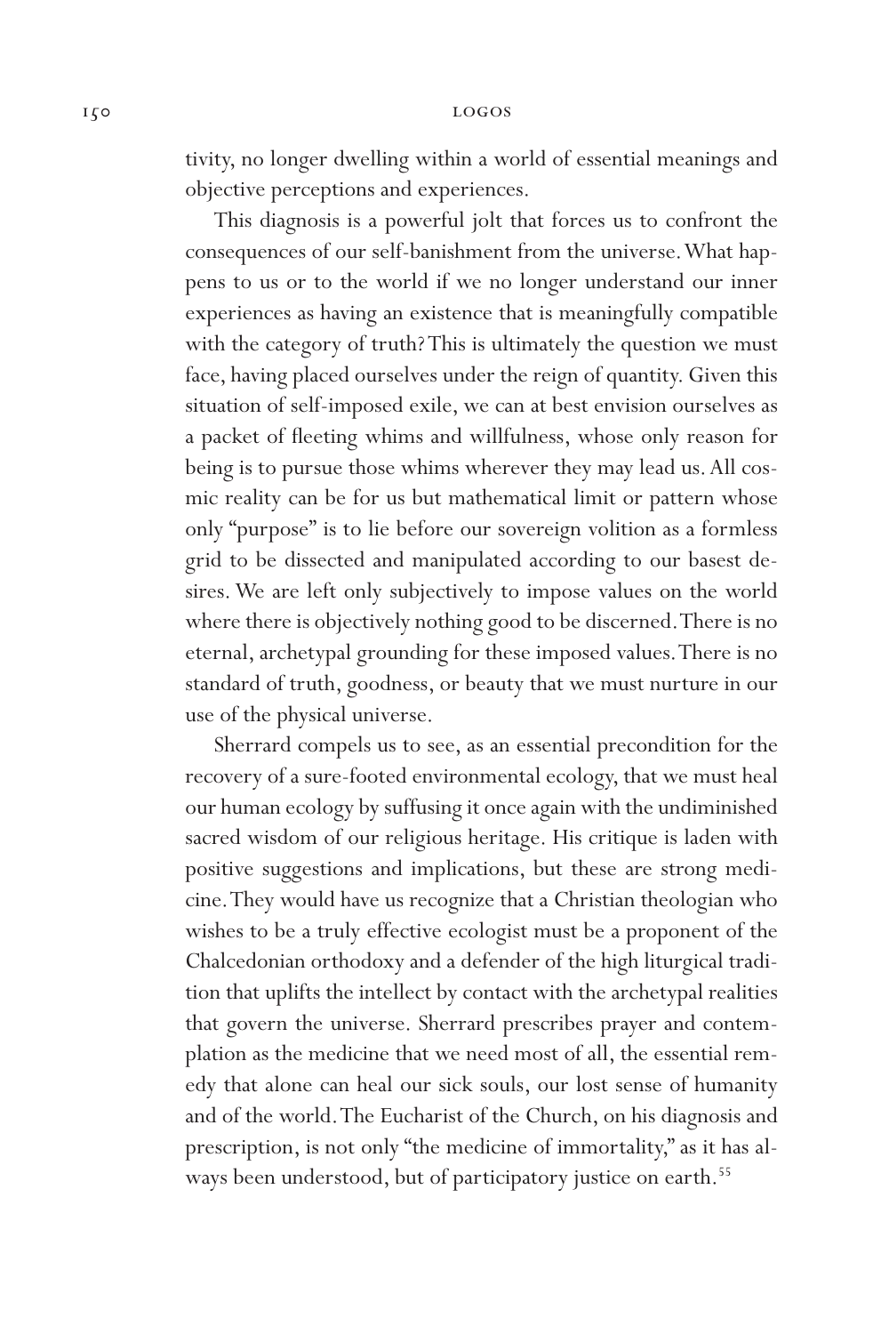tivity, no longer dwelling within a world of essential meanings and objective perceptions and experiences.

This diagnosis is a powerful jolt that forces us to confront the consequences of our self-banishment from the universe. What happens to us or to the world if we no longer understand our inner experiences as having an existence that is meaningfully compatible with the category of truth? This is ultimately the question we must face, having placed ourselves under the reign of quantity. Given this situation of self-imposed exile, we can at best envision ourselves as a packet of fleeting whims and willfulness, whose only reason for being is to pursue those whims wherever they may lead us. All cosmic reality can be for us but mathematical limit or pattern whose only "purpose" is to lie before our sovereign volition as a formless grid to be dissected and manipulated according to our basest desires. We are left only subjectively to impose values on the world where there is objectively nothing good to be discerned. There is no eternal, archetypal grounding for these imposed values. There is no standard of truth, goodness, or beauty that we must nurture in our use of the physical universe.

Sherrard compels us to see, as an essential precondition for the recovery of a sure-footed environmental ecology, that we must heal our human ecology by suffusing it once again with the undiminished sacred wisdom of our religious heritage. His critique is laden with positive suggestions and implications, but these are strong medicine. They would have us recognize that a Christian theologian who wishes to be a truly effective ecologist must be a proponent of the Chalcedonian orthodoxy and a defender of the high liturgical tradition that uplifts the intellect by contact with the archetypal realities that govern the universe. Sherrard prescribes prayer and contemplation as the medicine that we need most of all, the essential remedy that alone can heal our sick souls, our lost sense of humanity and of the world. The Eucharist of the Church, on his diagnosis and prescription, is not only "the medicine of immortality," as it has always been understood, but of participatory justice on earth.[55]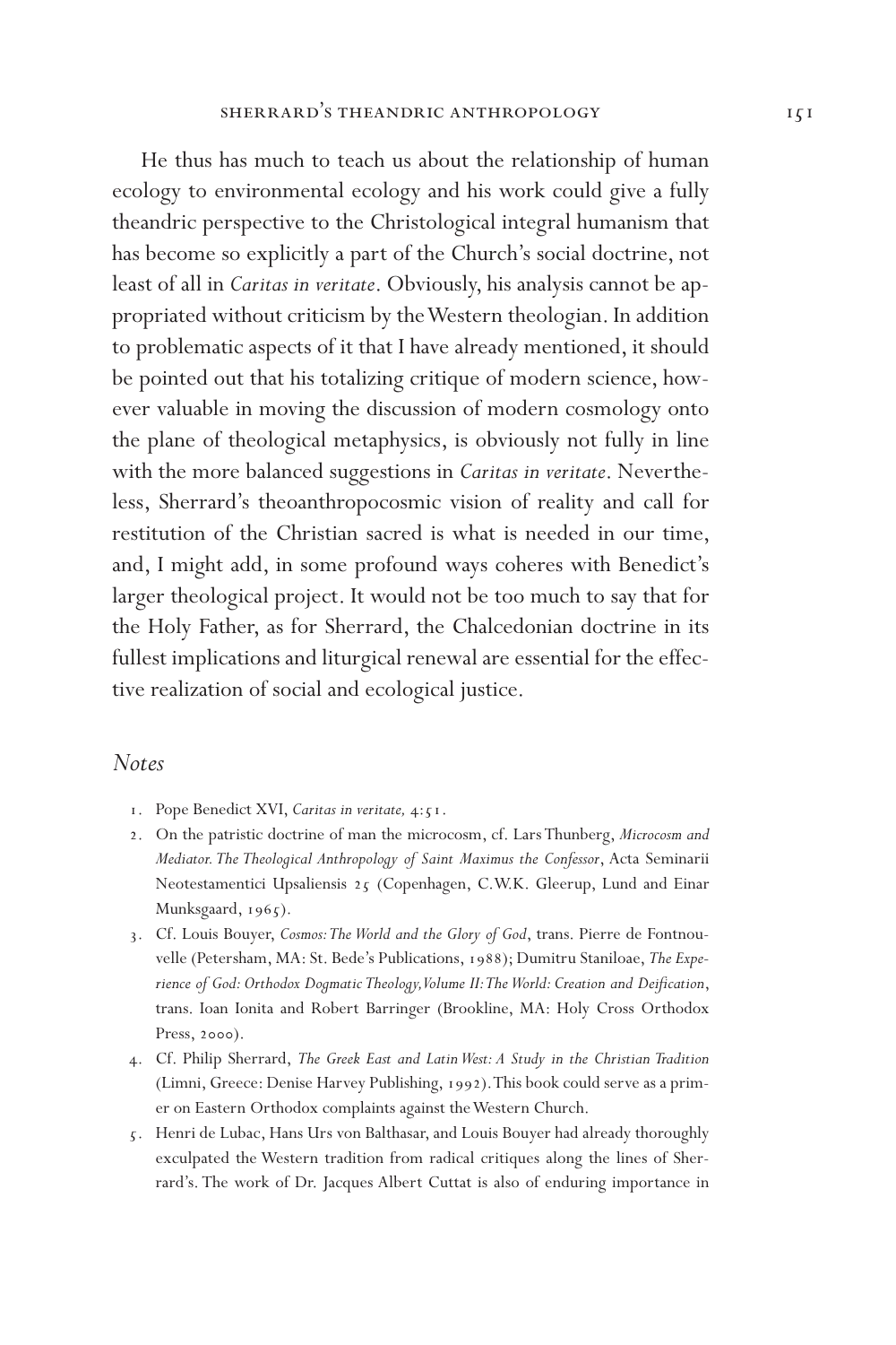He thus has much to teach us about the relationship of human ecology to environmental ecology and his work could give a fully theandric perspective to the Christological integral humanism that has become so explicitly a part of the Church's social doctrine, not least of all in *Caritas in veritate*. Obviously, his analysis cannot be appropriated without criticism by the Western theologian. In addition to problematic aspects of it that I have already mentioned, it should be pointed out that his totalizing critique of modern science, however valuable in moving the discussion of modern cosmology onto the plane of theological metaphysics, is obviously not fully in line with the more balanced suggestions in *Caritas in veritate*. Nevertheless, Sherrard's theoanthropocosmic vision of reality and call for restitution of the Christian sacred is what is needed in our time, and, I might add, in some profound ways coheres with Benedict's larger theological project. It would not be too much to say that for the Holy Father, as for Sherrard, the Chalcedonian doctrine in its fullest implications and liturgical renewal are essential for the effective realization of social and ecological justice.

## *Notes*

1. Pope Benedict XVI, *Caritas in veritate,* 4:51.
2. On the patristic doctrine of man the microcosm, cf. Lars Thunberg, *Microcosm and Mediator. The Theological Anthropology of Saint Maximus the Confessor*, Acta Seminarii Neotestamentici Upsaliensis 25 (Copenhagen, C.W.K. Gleerup, Lund and Einar Munksgaard, 1965).
3. Cf. Louis Bouyer, *Cosmos: The World and the Glory of God*, trans. Pierre de Fontnouvelle (Petersham, MA: St. Bede's Publications, 1988); Dumitru Staniloae, *The Experience of God: Orthodox Dogmatic Theology, Volume II: The World: Creation and Deification*, trans. Ioan Ionita and Robert Barringer (Brookline, MA: Holy Cross Orthodox Press, 2000).
4. Cf. Philip Sherrard, *The Greek East and Latin West: A Study in the Christian Tradition* (Limni, Greece: Denise Harvey Publishing, 1992). This book could serve as a primer on Eastern Orthodox complaints against the Western Church.
5. Henri de Lubac, Hans Urs von Balthasar, and Louis Bouyer had already thoroughly exculpated the Western tradition from radical critiques along the lines of Sherrard's. The work of Dr. Jacques Albert Cuttat is also of enduring importance in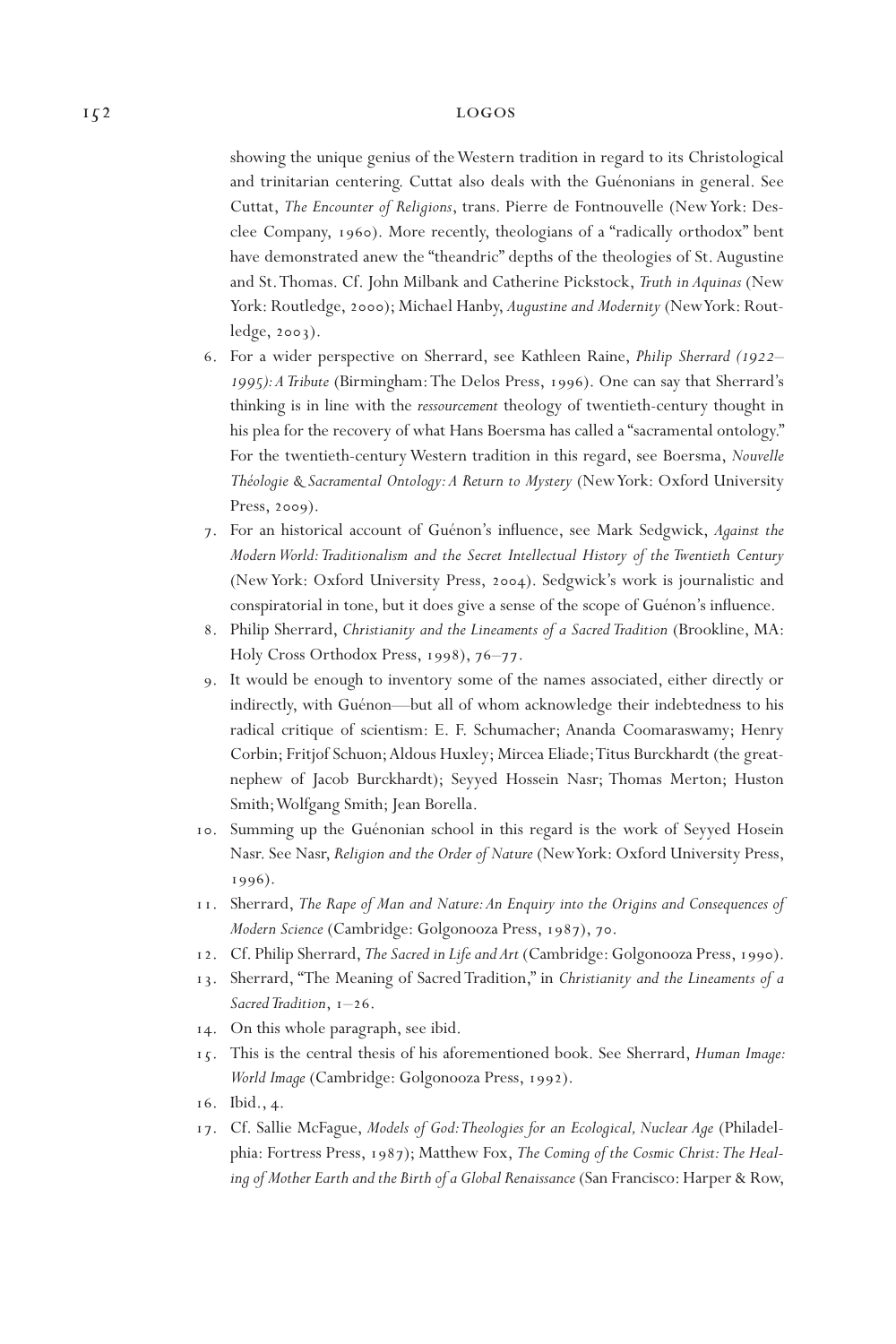showing the unique genius of the Western tradition in regard to its Christological and trinitarian centering. Cuttat also deals with the Guénonians in general. See Cuttat, *The Encounter of Religions*, trans. Pierre de Fontnouvelle (New York: Desclee Company, 1960). More recently, theologians of a "radically orthodox" bent have demonstrated anew the "theandric" depths of the theologies of St. Augustine and St. Thomas. Cf. John Milbank and Catherine Pickstock, *Truth in Aquinas* (New York: Routledge, 2000); Michael Hanby, *Augustine and Modernity* (New York: Routledge, 2003).

6. For a wider perspective on Sherrard, see Kathleen Raine, *Philip Sherrard (1922–1995): A Tribute* (Birmingham: The Delos Press, 1996). One can say that Sherrard's thinking is in line with the *ressourcement* theology of twentieth-century thought in his plea for the recovery of what Hans Boersma has called a "sacramental ontology." For the twentieth-century Western tradition in this regard, see Boersma, *Nouvelle Théologie & Sacramental Ontology: A Return to Mystery* (New York: Oxford University Press, 2009).
7. For an historical account of Guénon's influence, see Mark Sedgwick, *Against the Modern World: Traditionalism and the Secret Intellectual History of the Twentieth Century* (New York: Oxford University Press, 2004). Sedgwick's work is journalistic and conspiratorial in tone, but it does give a sense of the scope of Guénon's influence.
8. Philip Sherrard, *Christianity and the Lineaments of a Sacred Tradition* (Brookline, MA: Holy Cross Orthodox Press, 1998), 76–77.
9. It would be enough to inventory some of the names associated, either directly or indirectly, with Guénon—but all of whom acknowledge their indebtedness to his radical critique of scientism: E. F. Schumacher; Ananda Coomaraswamy; Henry Corbin; Fritjof Schuon; Aldous Huxley; Mircea Eliade; Titus Burckhardt (the great-nephew of Jacob Burckhardt); Seyyed Hossein Nasr; Thomas Merton; Huston Smith; Wolfgang Smith; Jean Borella.
10. Summing up the Guénonian school in this regard is the work of Seyyed Hosein Nasr. See Nasr, *Religion and the Order of Nature* (New York: Oxford University Press, 1996).
11. Sherrard, *The Rape of Man and Nature: An Enquiry into the Origins and Consequences of Modern Science* (Cambridge: Golgonooza Press, 1987), 70.
12. Cf. Philip Sherrard, *The Sacred in Life and Art* (Cambridge: Golgonooza Press, 1990).
13. Sherrard, "The Meaning of Sacred Tradition," in *Christianity and the Lineaments of a Sacred Tradition*, 1–26.
14. On this whole paragraph, see ibid.
15. This is the central thesis of his aforementioned book. See Sherrard, *Human Image: World Image* (Cambridge: Golgonooza Press, 1992).
16. Ibid., 4.
17. Cf. Sallie McFague, *Models of God: Theologies for an Ecological, Nuclear Age* (Philadelphia: Fortress Press, 1987); Matthew Fox, *The Coming of the Cosmic Christ: The Healing of Mother Earth and the Birth of a Global Renaissance* (San Francisco: Harper & Row,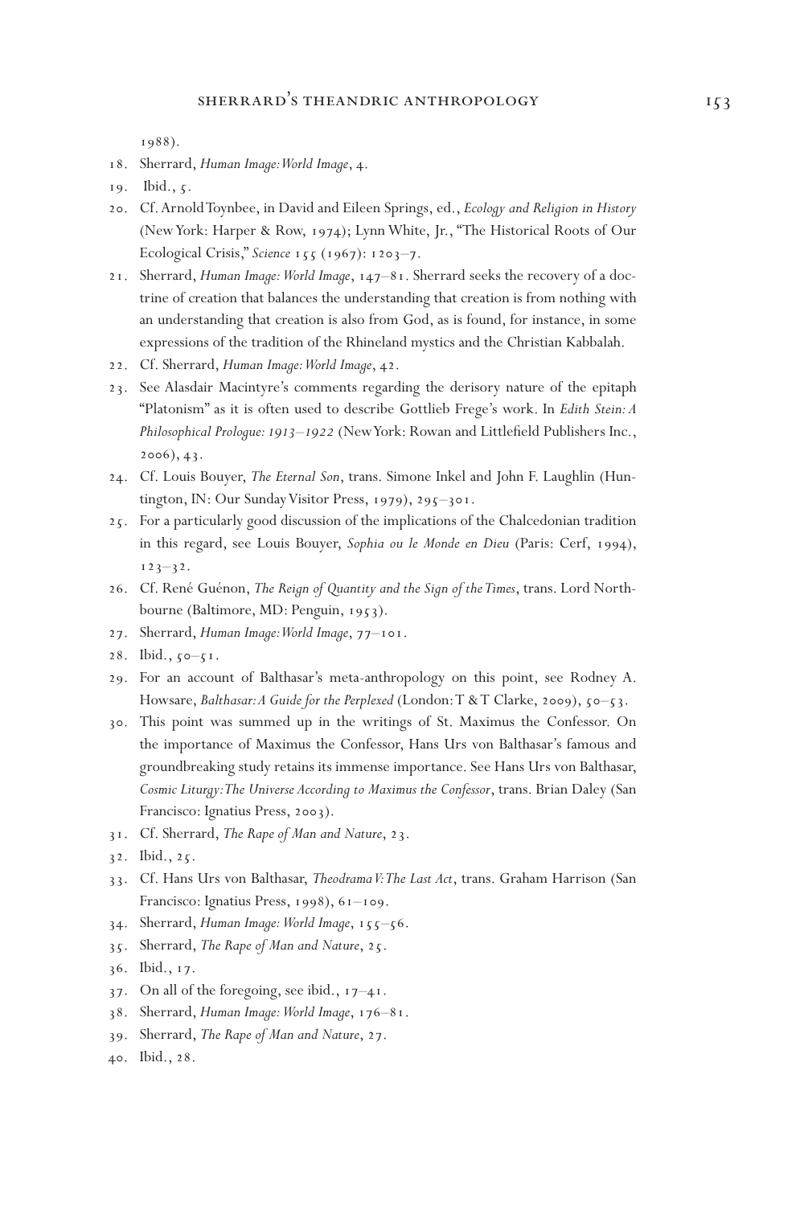1988).

18. Sherrard, *Human Image: World Image*, 4.
19. Ibid., 5.
20. Cf. Arnold Toynbee, in David and Eileen Springs, ed., *Ecology and Religion in History* (New York: Harper & Row, 1974); Lynn White, Jr., "The Historical Roots of Our Ecological Crisis," *Science* 155 (1967): 1203–7.
21. Sherrard, *Human Image: World Image*, 147–81. Sherrard seeks the recovery of a doctrine of creation that balances the understanding that creation is from nothing with an understanding that creation is also from God, as is found, for instance, in some expressions of the tradition of the Rhineland mystics and the Christian Kabbalah.
22. Cf. Sherrard, *Human Image: World Image*, 42.
23. See Alasdair Macintyre's comments regarding the derisory nature of the epitaph "Platonism" as it is often used to describe Gottlieb Frege's work. In *Edith Stein: A Philosophical Prologue: 1913–1922* (New York: Rowan and Littlefield Publishers Inc., 2006), 43.
24. Cf. Louis Bouyer, *The Eternal Son*, trans. Simone Inkel and John F. Laughlin (Huntington, IN: Our Sunday Visitor Press, 1979), 295–301.
25. For a particularly good discussion of the implications of the Chalcedonian tradition in this regard, see Louis Bouyer, *Sophia ou le Monde en Dieu* (Paris: Cerf, 1994), 123–32.
26. Cf. René Guénon, *The Reign of Quantity and the Sign of the Times*, trans. Lord Northbourne (Baltimore, MD: Penguin, 1953).
27. Sherrard, *Human Image: World Image*, 77–101.
28. Ibid., 50–51.
29. For an account of Balthasar's meta-anthropology on this point, see Rodney A. Howsare, *Balthasar: A Guide for the Perplexed* (London: T & T Clarke, 2009), 50–53.
30. This point was summed up in the writings of St. Maximus the Confessor. On the importance of Maximus the Confessor, Hans Urs von Balthasar's famous and groundbreaking study retains its immense importance. See Hans Urs von Balthasar, *Cosmic Liturgy: The Universe According to Maximus the Confessor*, trans. Brian Daley (San Francisco: Ignatius Press, 2003).
31. Cf. Sherrard, *The Rape of Man and Nature*, 23.
32. Ibid., 25.
33. Cf. Hans Urs von Balthasar, *Theodrama V: The Last Act*, trans. Graham Harrison (San Francisco: Ignatius Press, 1998), 61–109.
34. Sherrard, *Human Image: World Image*, 155–56.
35. Sherrard, *The Rape of Man and Nature*, 25.
36. Ibid., 17.
37. On all of the foregoing, see ibid., 17–41.
38. Sherrard, *Human Image: World Image*, 176–81.
39. Sherrard, *The Rape of Man and Nature*, 27.
40. Ibid., 28.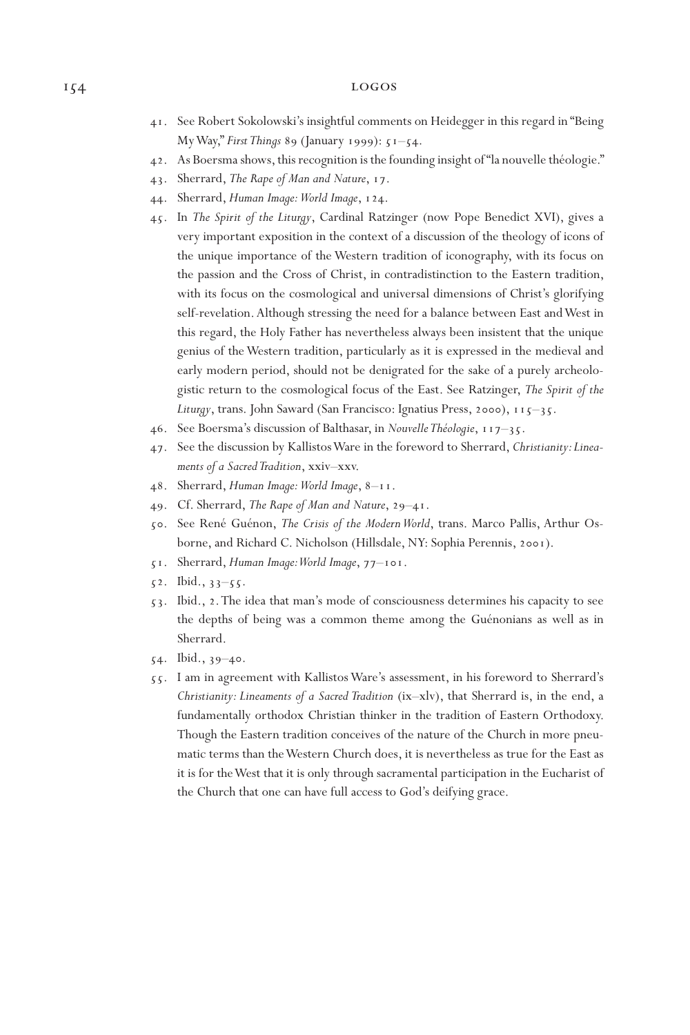41. See Robert Sokolowski's insightful comments on Heidegger in this regard in "Being My Way," *First Things* 89 (January 1999): 51–54.
42. As Boersma shows, this recognition is the founding insight of "la nouvelle théologie."
43. Sherrard, *The Rape of Man and Nature*, 17.
44. Sherrard, *Human Image: World Image*, 124.
45. In *The Spirit of the Liturgy*, Cardinal Ratzinger (now Pope Benedict XVI), gives a very important exposition in the context of a discussion of the theology of icons of the unique importance of the Western tradition of iconography, with its focus on the passion and the Cross of Christ, in contradistinction to the Eastern tradition, with its focus on the cosmological and universal dimensions of Christ's glorifying self-revelation. Although stressing the need for a balance between East and West in this regard, the Holy Father has nevertheless always been insistent that the unique genius of the Western tradition, particularly as it is expressed in the medieval and early modern period, should not be denigrated for the sake of a purely archeologistic return to the cosmological focus of the East. See Ratzinger, *The Spirit of the Liturgy*, trans. John Saward (San Francisco: Ignatius Press, 2000), 115–35.
46. See Boersma's discussion of Balthasar, in *Nouvelle Théologie*, 117–35.
47. See the discussion by Kallistos Ware in the foreword to Sherrard, *Christianity: Lineaments of a Sacred Tradition*, xxiv–xxv.
48. Sherrard, *Human Image: World Image*, 8–11.
49. Cf. Sherrard, *The Rape of Man and Nature*, 29–41.
50. See René Guénon, *The Crisis of the Modern World*, trans. Marco Pallis, Arthur Osborne, and Richard C. Nicholson (Hillsdale, NY: Sophia Perennis, 2001).
51. Sherrard, *Human Image: World Image*, 77–101.
52. Ibid., 33–55.
53. Ibid., 2. The idea that man's mode of consciousness determines his capacity to see the depths of being was a common theme among the Guénonians as well as in Sherrard.
54. Ibid., 39–40.
55. I am in agreement with Kallistos Ware's assessment, in his foreword to Sherrard's *Christianity: Lineaments of a Sacred Tradition* (ix–xlv), that Sherrard is, in the end, a fundamentally orthodox Christian thinker in the tradition of Eastern Orthodoxy. Though the Eastern tradition conceives of the nature of the Church in more pneumatic terms than the Western Church does, it is nevertheless as true for the East as it is for the West that it is only through sacramental participation in the Eucharist of the Church that one can have full access to God's deifying grace.